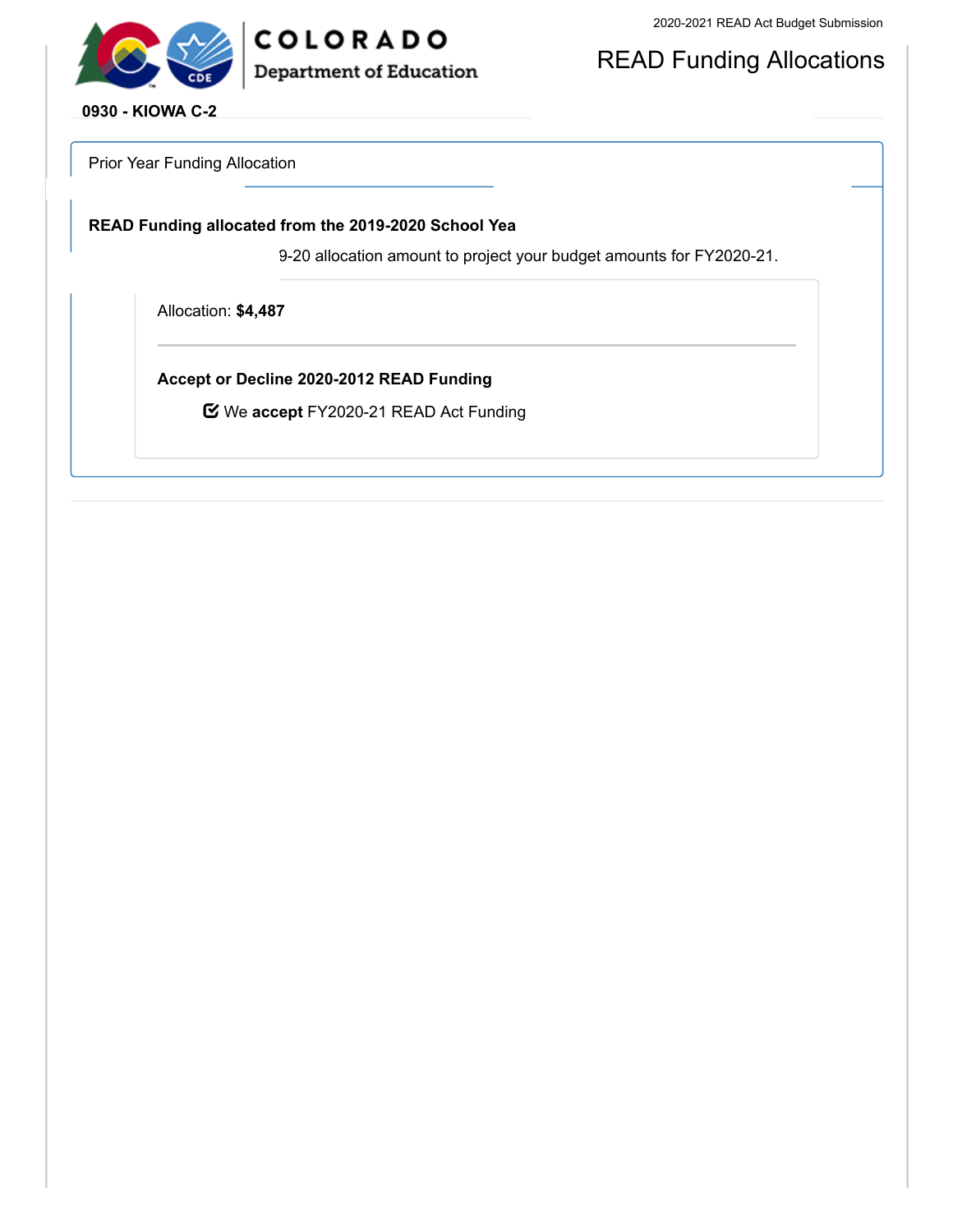COLORADO
Department of Education

2020-2021 READ Act Budget Submission

# READ Funding Allocations

**0930 - KIOWA C-2**

Prior Year Funding Allocation

**READ Funding allocated from the 2019-2020 School Yea**

9-20 allocation amount to project your budget amounts for FY2020-21.

Allocation: **$4,487**

**Accept or Decline 2020-2012 READ Funding**

☑ We **accept** FY2020-21 READ Act Funding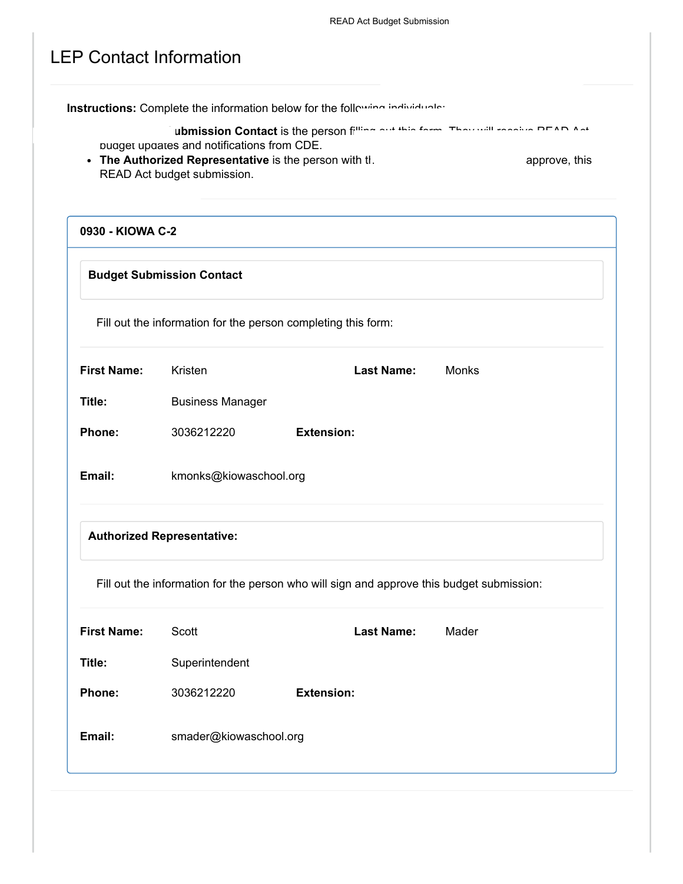# LEP Contact Information

**Instructions:** Complete the information below for the following individuals:

- **The Budget Submission Contact** is the person filling out this form. They will receive READ Act budget updates and notifications from CDE.
- **The Authorized Representative** is the person with the authority to sign, and approve, this READ Act budget submission.

## 0930 - KIOWA C-2

### Budget Submission Contact

Fill out the information for the person completing this form:

**First Name:** Kristen

**Last Name:** Monks

**Title:** Business Manager

**Phone:** 3036212220

**Extension:**

**Email:** kmonks@kiowaschool.org

### Authorized Representative:

Fill out the information for the person who will sign and approve this budget submission:

**First Name:** Scott

**Last Name:** Mader

**Title:** Superintendent

**Phone:** 3036212220

**Extension:**

**Email:** smader@kiowaschool.org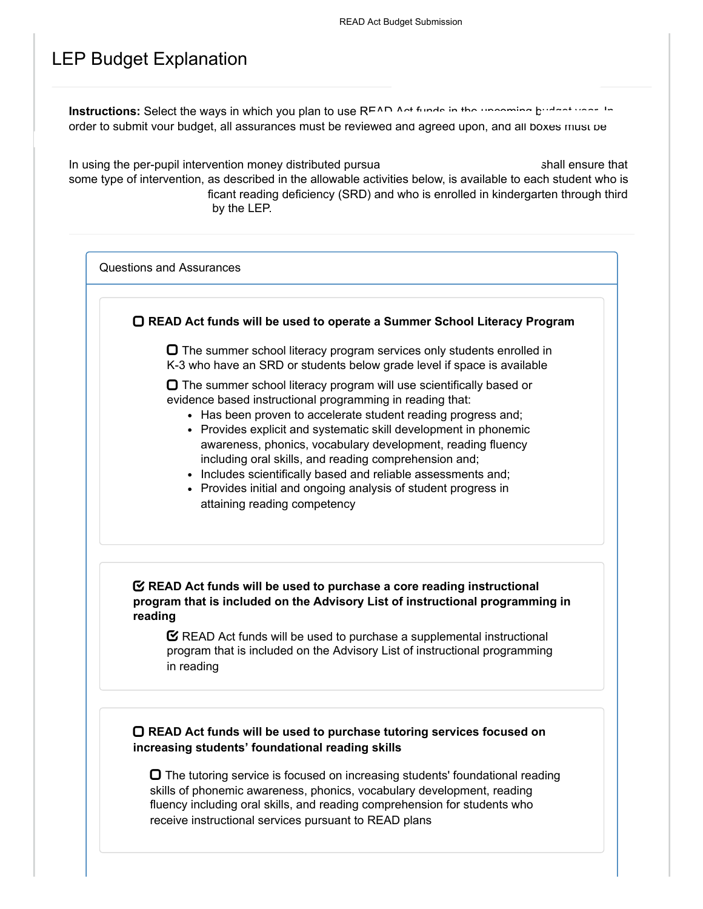# LEP Budget Explanation

**Instructions:** Select the ways in which you plan to use READ Act funds in the upcoming budget year. In order to submit your budget, all assurances must be reviewed and agreed upon, and all boxes must be

In using the per-pupil intervention money distributed pursua                                        shall ensure that some type of intervention, as described in the allowable activities below, is available to each student who is                                        ficant reading deficiency (SRD) and who is enrolled in kindergarten through third                                        by the LEP.

## Questions and Assurances

☐ **READ Act funds will be used to operate a Summer School Literacy Program**

- ☐ The summer school literacy program services only students enrolled in K-3 who have an SRD or students below grade level if space is available
- ☐ The summer school literacy program will use scientifically based or evidence based instructional programming in reading that:
  - Has been proven to accelerate student reading progress and;
  - Provides explicit and systematic skill development in phonemic awareness, phonics, vocabulary development, reading fluency including oral skills, and reading comprehension and;
  - Includes scientifically based and reliable assessments and;
  - Provides initial and ongoing analysis of student progress in attaining reading competency

☑ **READ Act funds will be used to purchase a core reading instructional program that is included on the Advisory List of instructional programming in reading**

- ☑ READ Act funds will be used to purchase a supplemental instructional program that is included on the Advisory List of instructional programming in reading

☐ **READ Act funds will be used to purchase tutoring services focused on increasing students' foundational reading skills**

- ☐ The tutoring service is focused on increasing students' foundational reading skills of phonemic awareness, phonics, vocabulary development, reading fluency including oral skills, and reading comprehension for students who receive instructional services pursuant to READ plans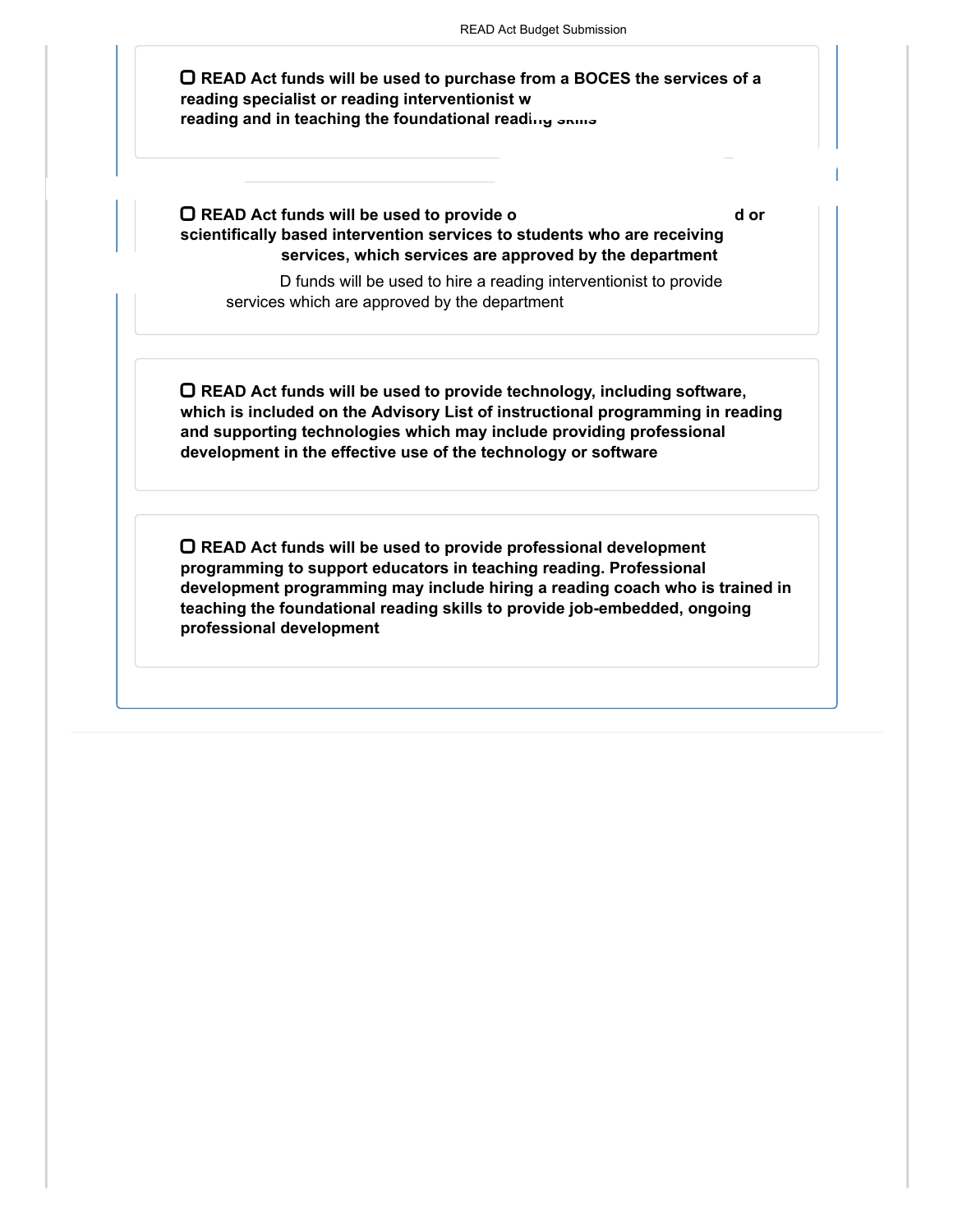- [ ] **READ Act funds will be used to purchase from a BOCES the services of a reading specialist or reading interventionist w reading and in teaching the foundational reading skills**

- [ ] **READ Act funds will be used to provide o d or scientifically based intervention services to students who are receiving services, which services are approved by the department**

  D funds will be used to hire a reading interventionist to provide services which are approved by the department

- [ ] **READ Act funds will be used to provide technology, including software, which is included on the Advisory List of instructional programming in reading and supporting technologies which may include providing professional development in the effective use of the technology or software**

- [ ] **READ Act funds will be used to provide professional development programming to support educators in teaching reading. Professional development programming may include hiring a reading coach who is trained in teaching the foundational reading skills to provide job-embedded, ongoing professional development**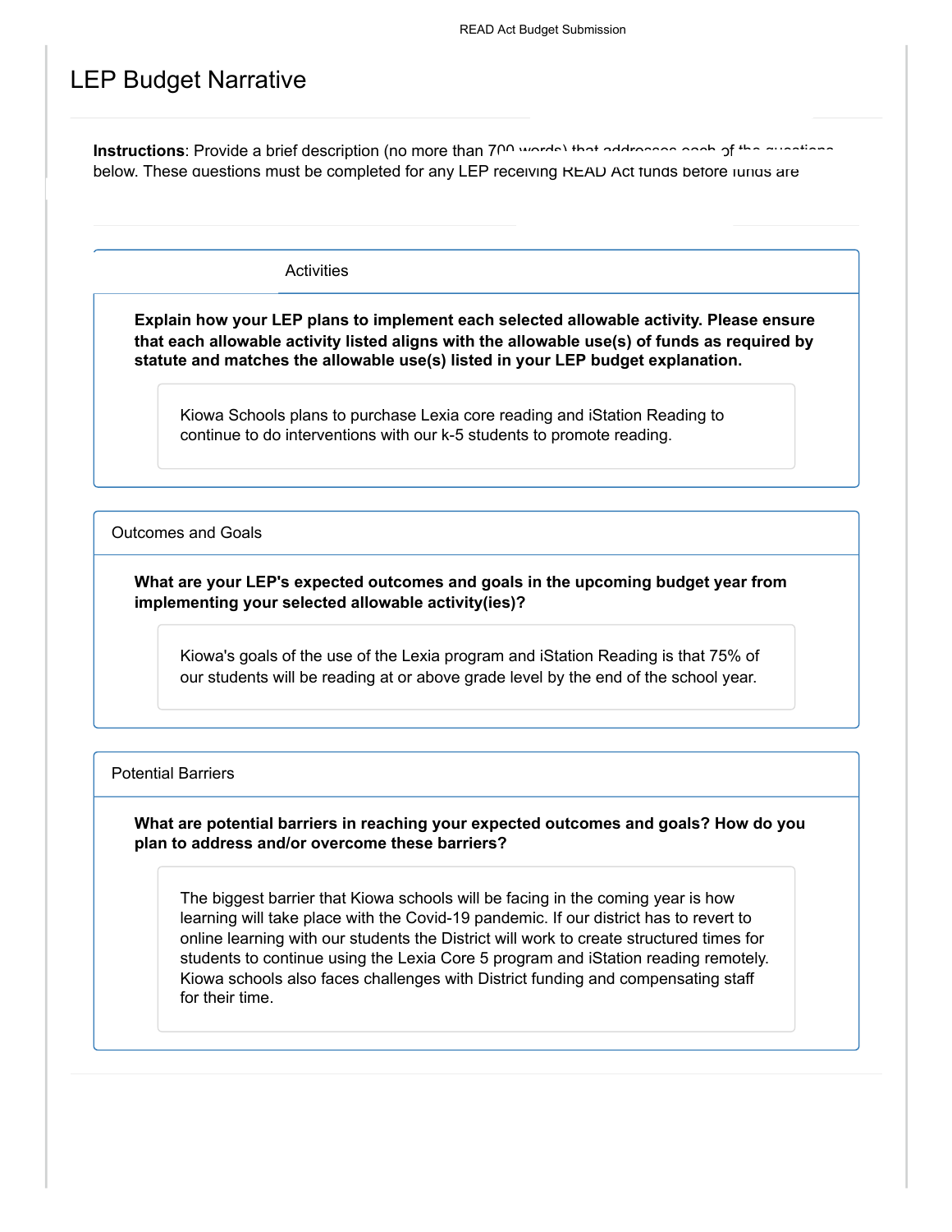# LEP Budget Narrative

**Instructions**: Provide a brief description (no more than 700 words) that addresses each of the questions below. These questions must be completed for any LEP receiving READ Act funds before funds are

## Activities

**Explain how your LEP plans to implement each selected allowable activity. Please ensure that each allowable activity listed aligns with the allowable use(s) of funds as required by statute and matches the allowable use(s) listed in your LEP budget explanation.**

Kiowa Schools plans to purchase Lexia core reading and iStation Reading to continue to do interventions with our k-5 students to promote reading.

## Outcomes and Goals

**What are your LEP's expected outcomes and goals in the upcoming budget year from implementing your selected allowable activity(ies)?**

Kiowa's goals of the use of the Lexia program and iStation Reading is that 75% of our students will be reading at or above grade level by the end of the school year.

## Potential Barriers

**What are potential barriers in reaching your expected outcomes and goals? How do you plan to address and/or overcome these barriers?**

The biggest barrier that Kiowa schools will be facing in the coming year is how learning will take place with the Covid-19 pandemic. If our district has to revert to online learning with our students the District will work to create structured times for students to continue using the Lexia Core 5 program and iStation reading remotely. Kiowa schools also faces challenges with District funding and compensating staff for their time.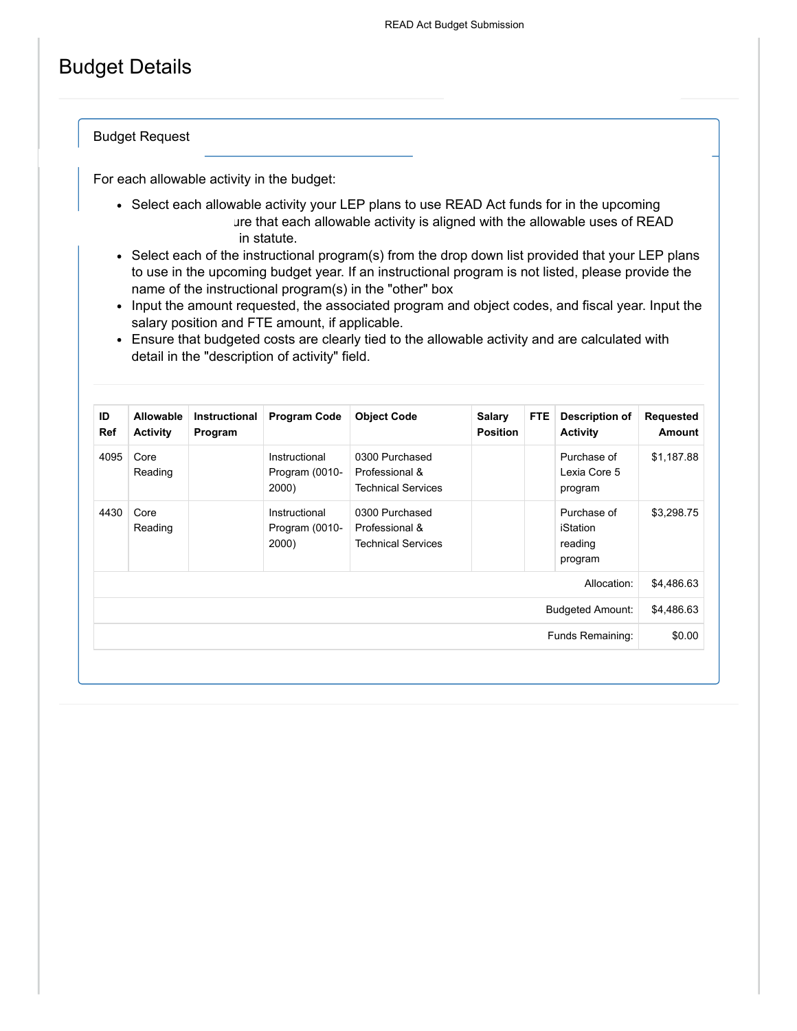# Budget Details

## Budget Request

For each allowable activity in the budget:

- Select each allowable activity your LEP plans to use READ Act funds for in the upcoming ure that each allowable activity is aligned with the allowable uses of READ in statute.
- Select each of the instructional program(s) from the drop down list provided that your LEP plans to use in the upcoming budget year. If an instructional program is not listed, please provide the name of the instructional program(s) in the "other" box
- Input the amount requested, the associated program and object codes, and fiscal year. Input the salary position and FTE amount, if applicable.
- Ensure that budgeted costs are clearly tied to the allowable activity and are calculated with detail in the "description of activity" field.

| ID Ref | Allowable Activity | Instructional Program | Program Code | Object Code | Salary Position | FTE | Description of Activity | Requested Amount |
|---|---|---|---|---|---|---|---|---|
| 4095 | Core Reading | | Instructional Program (0010-2000) | 0300 Purchased Professional & Technical Services | | | Purchase of Lexia Core 5 program | $1,187.88 |
| 4430 | Core Reading | | Instructional Program (0010-2000) | 0300 Purchased Professional & Technical Services | | | Purchase of iStation reading program | $3,298.75 |
| | | | | | | | Allocation: | $4,486.63 |
| | | | | | | | Budgeted Amount: | $4,486.63 |
| | | | | | | | Funds Remaining: | $0.00 |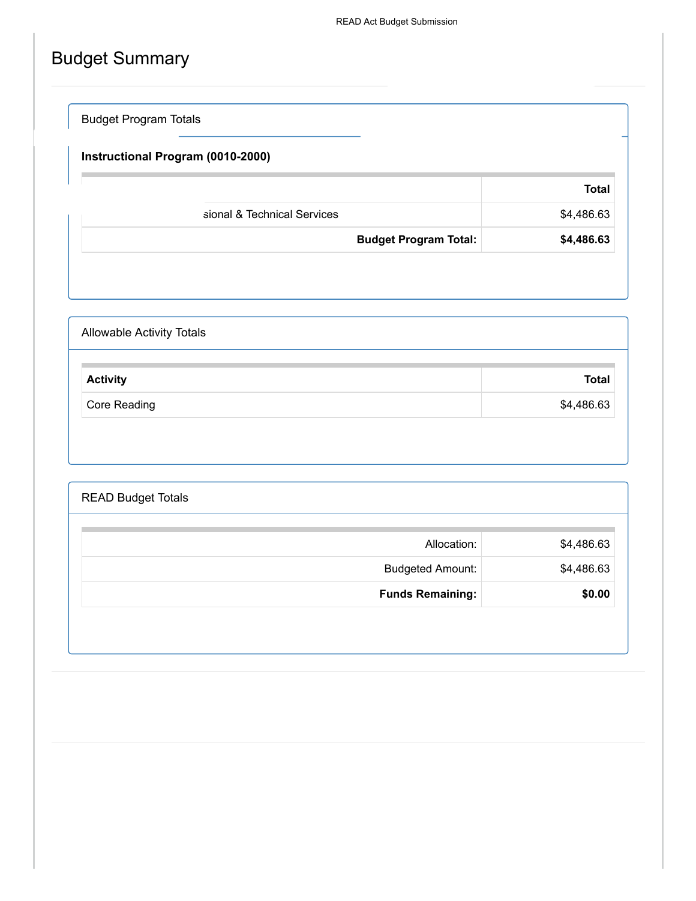# Budget Summary

## Budget Program Totals

**Instructional Program (0010-2000)**

| | Total |
|---|---|
| sional & Technical Services | $4,486.63 |
| **Budget Program Total:** | **$4,486.63** |

## Allowable Activity Totals

| Activity | Total |
|---|---|
| Core Reading | $4,486.63 |

## READ Budget Totals

| | |
|---|---|
| Allocation: | $4,486.63 |
| Budgeted Amount: | $4,486.63 |
| **Funds Remaining:** | **$0.00** |